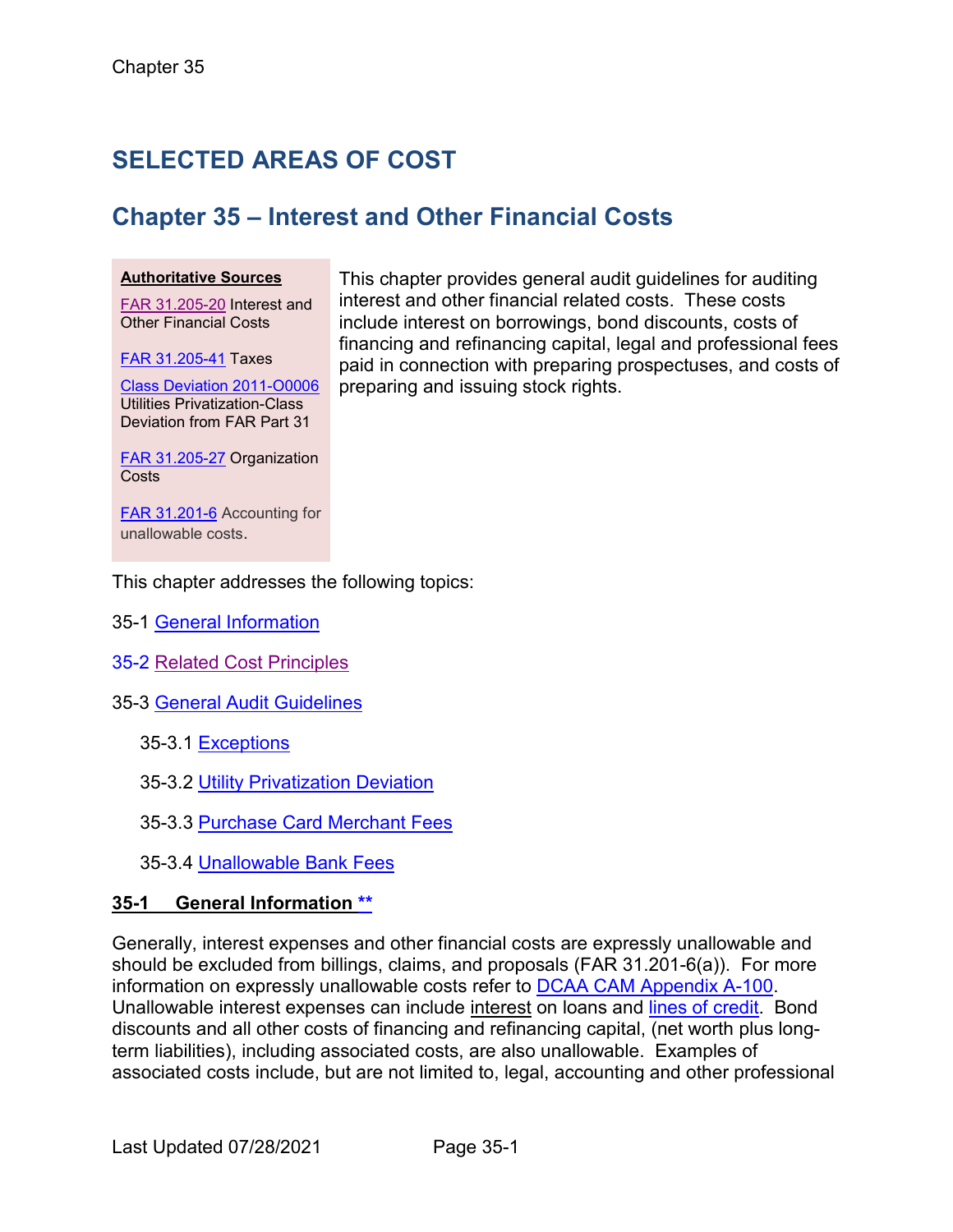# SELECTED AREAS OF COST

## Chapter 35 – Interest and Other Financial Costs

**Authoritative Sources**

FAR 31.205-20 Interest and Other Financial Costs

FAR 31.205-41 Taxes

Class Deviation 2011-O0006 Utilities Privatization-Class Deviation from FAR Part 31

FAR 31.205-27 Organization Costs

FAR 31.201-6 Accounting for unallowable costs.

This chapter provides general audit guidelines for auditing interest and other financial related costs. These costs include interest on borrowings, bond discounts, costs of financing and refinancing capital, legal and professional fees paid in connection with preparing prospectuses, and costs of preparing and issuing stock rights.

This chapter addresses the following topics:

35-1 General Information

35-2 Related Cost Principles

35-3 General Audit Guidelines

- 35-3.1 Exceptions
- 35-3.2 Utility Privatization Deviation
- 35-3.3 Purchase Card Merchant Fees
- 35-3.4 Unallowable Bank Fees

### 35-1 General Information **

Generally, interest expenses and other financial costs are expressly unallowable and should be excluded from billings, claims, and proposals (FAR 31.201-6(a)). For more information on expressly unallowable costs refer to DCAA CAM Appendix A-100. Unallowable interest expenses can include interest on loans and lines of credit. Bond discounts and all other costs of financing and refinancing capital, (net worth plus long-term liabilities), including associated costs, are also unallowable. Examples of associated costs include, but are not limited to, legal, accounting and other professional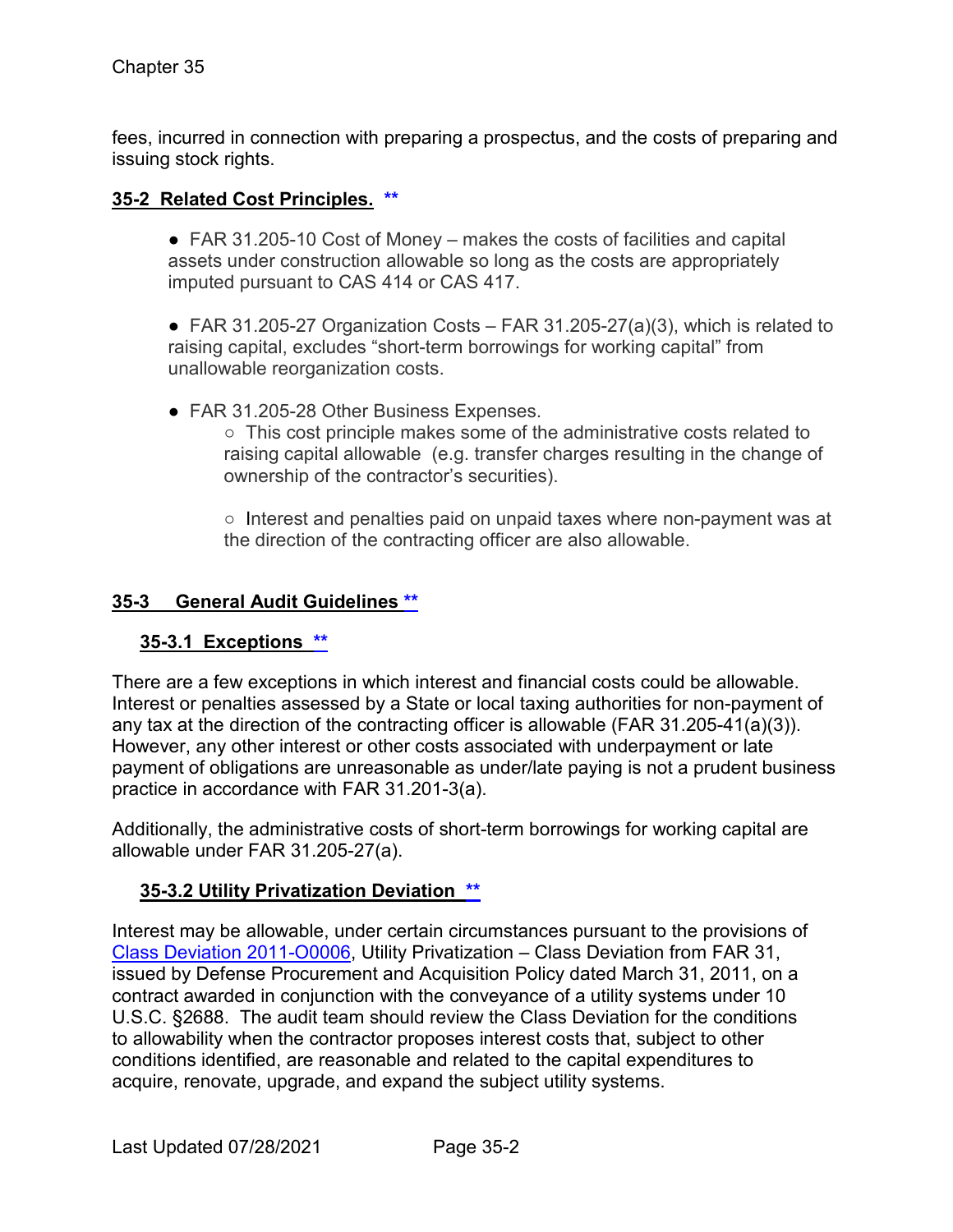fees, incurred in connection with preparing a prospectus, and the costs of preparing and issuing stock rights.

## 35-2 Related Cost Principles. **

- FAR 31.205-10 Cost of Money – makes the costs of facilities and capital assets under construction allowable so long as the costs are appropriately imputed pursuant to CAS 414 or CAS 417.

- FAR 31.205-27 Organization Costs – FAR 31.205-27(a)(3), which is related to raising capital, excludes "short-term borrowings for working capital" from unallowable reorganization costs.

- FAR 31.205-28 Other Business Expenses.
  - This cost principle makes some of the administrative costs related to raising capital allowable (e.g. transfer charges resulting in the change of ownership of the contractor's securities).

  - Interest and penalties paid on unpaid taxes where non-payment was at the direction of the contracting officer are also allowable.

## 35-3 General Audit Guidelines **

### 35-3.1 Exceptions **

There are a few exceptions in which interest and financial costs could be allowable. Interest or penalties assessed by a State or local taxing authorities for non-payment of any tax at the direction of the contracting officer is allowable (FAR 31.205-41(a)(3)). However, any other interest or other costs associated with underpayment or late payment of obligations are unreasonable as under/late paying is not a prudent business practice in accordance with FAR 31.201-3(a).

Additionally, the administrative costs of short-term borrowings for working capital are allowable under FAR 31.205-27(a).

### 35-3.2 Utility Privatization Deviation **

Interest may be allowable, under certain circumstances pursuant to the provisions of Class Deviation 2011-O0006, Utility Privatization – Class Deviation from FAR 31, issued by Defense Procurement and Acquisition Policy dated March 31, 2011, on a contract awarded in conjunction with the conveyance of a utility systems under 10 U.S.C. §2688. The audit team should review the Class Deviation for the conditions to allowability when the contractor proposes interest costs that, subject to other conditions identified, are reasonable and related to the capital expenditures to acquire, renovate, upgrade, and expand the subject utility systems.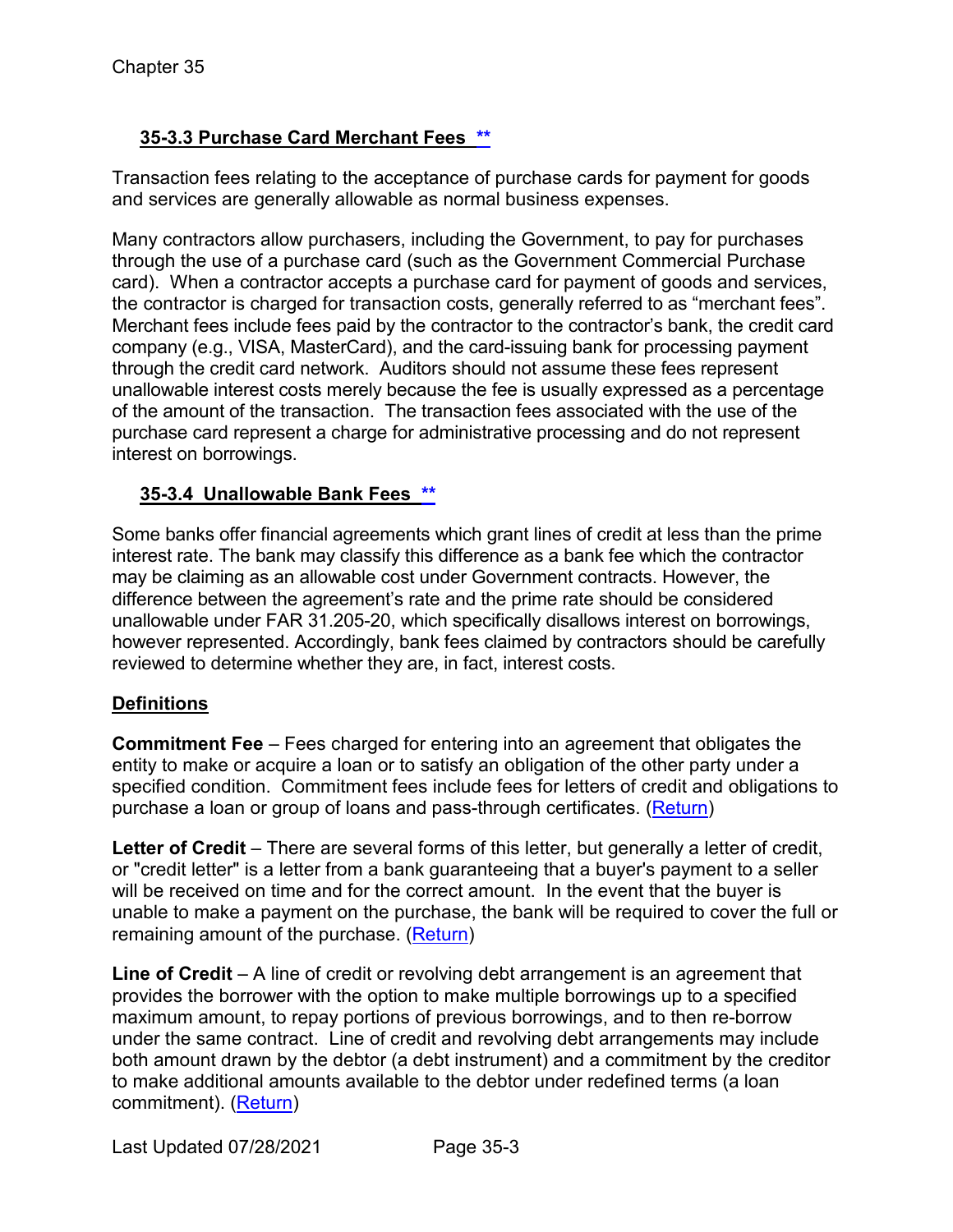### 35-3.3 Purchase Card Merchant Fees  **

Transaction fees relating to the acceptance of purchase cards for payment for goods and services are generally allowable as normal business expenses.

Many contractors allow purchasers, including the Government, to pay for purchases through the use of a purchase card (such as the Government Commercial Purchase card). When a contractor accepts a purchase card for payment of goods and services, the contractor is charged for transaction costs, generally referred to as "merchant fees". Merchant fees include fees paid by the contractor to the contractor's bank, the credit card company (e.g., VISA, MasterCard), and the card-issuing bank for processing payment through the credit card network. Auditors should not assume these fees represent unallowable interest costs merely because the fee is usually expressed as a percentage of the amount of the transaction. The transaction fees associated with the use of the purchase card represent a charge for administrative processing and do not represent interest on borrowings.

### 35-3.4  Unallowable Bank Fees  **

Some banks offer financial agreements which grant lines of credit at less than the prime interest rate. The bank may classify this difference as a bank fee which the contractor may be claiming as an allowable cost under Government contracts. However, the difference between the agreement's rate and the prime rate should be considered unallowable under FAR 31.205-20, which specifically disallows interest on borrowings, however represented. Accordingly, bank fees claimed by contractors should be carefully reviewed to determine whether they are, in fact, interest costs.

## Definitions

**Commitment Fee** – Fees charged for entering into an agreement that obligates the entity to make or acquire a loan or to satisfy an obligation of the other party under a specified condition. Commitment fees include fees for letters of credit and obligations to purchase a loan or group of loans and pass-through certificates. (Return)

**Letter of Credit** – There are several forms of this letter, but generally a letter of credit, or "credit letter" is a letter from a bank guaranteeing that a buyer's payment to a seller will be received on time and for the correct amount. In the event that the buyer is unable to make a payment on the purchase, the bank will be required to cover the full or remaining amount of the purchase. (Return)

**Line of Credit** – A line of credit or revolving debt arrangement is an agreement that provides the borrower with the option to make multiple borrowings up to a specified maximum amount, to repay portions of previous borrowings, and to then re-borrow under the same contract. Line of credit and revolving debt arrangements may include both amount drawn by the debtor (a debt instrument) and a commitment by the creditor to make additional amounts available to the debtor under redefined terms (a loan commitment). (Return)